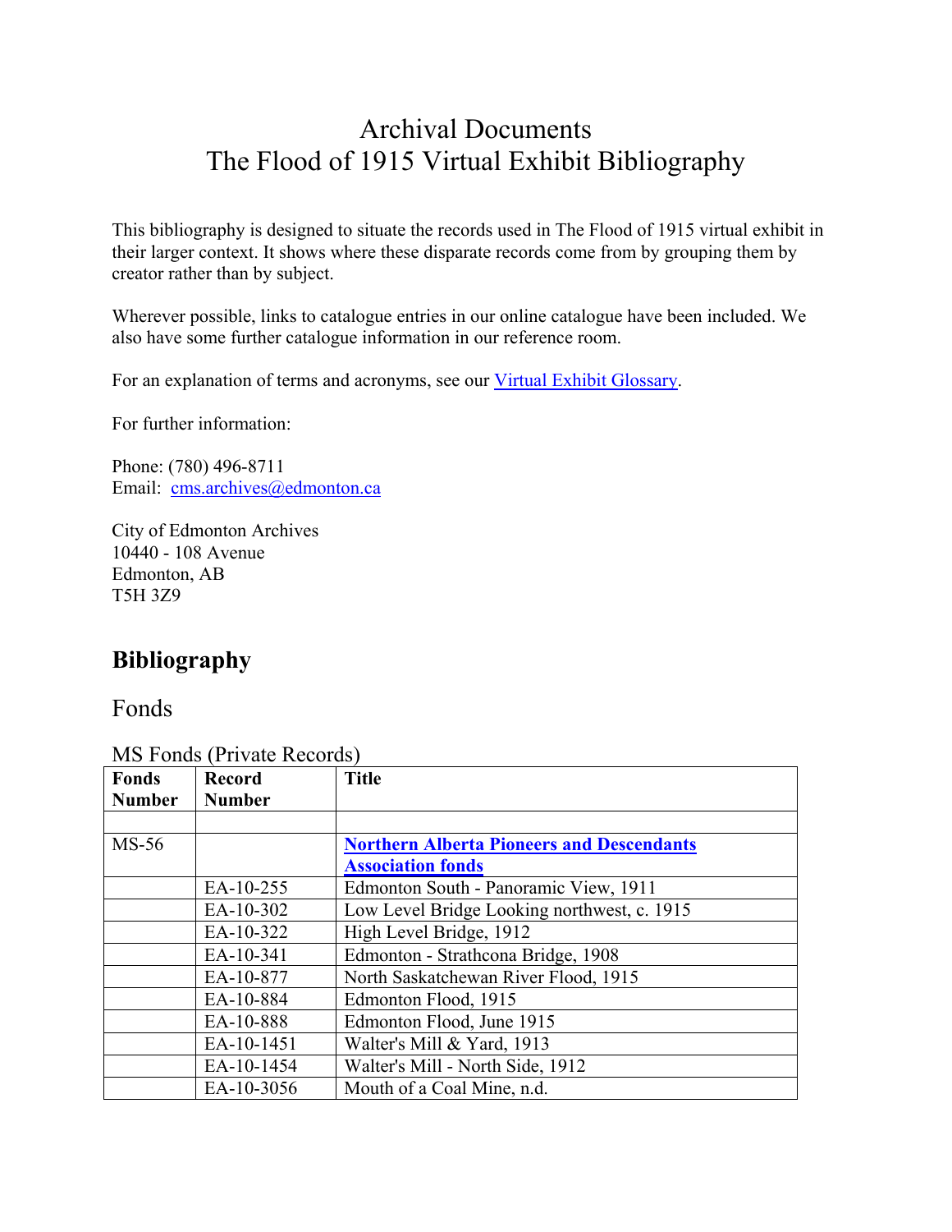# Archival Documents
# The Flood of 1915 Virtual Exhibit Bibliography

This bibliography is designed to situate the records used in The Flood of 1915 virtual exhibit in their larger context. It shows where these disparate records come from by grouping them by creator rather than by subject.

Wherever possible, links to catalogue entries in our online catalogue have been included. We also have some further catalogue information in our reference room.

For an explanation of terms and acronyms, see our Virtual Exhibit Glossary.

For further information:

Phone: (780) 496-8711
Email: cms.archives@edmonton.ca

City of Edmonton Archives
10440 - 108 Avenue
Edmonton, AB
T5H 3Z9

## Bibliography

### Fonds

#### MS Fonds (Private Records)

| Fonds Number | Record Number | Title |
|---|---|---|
| | | |
| MS-56 | | **Northern Alberta Pioneers and Descendants Association fonds** |
| | EA-10-255 | Edmonton South - Panoramic View, 1911 |
| | EA-10-302 | Low Level Bridge Looking northwest, c. 1915 |
| | EA-10-322 | High Level Bridge, 1912 |
| | EA-10-341 | Edmonton - Strathcona Bridge, 1908 |
| | EA-10-877 | North Saskatchewan River Flood, 1915 |
| | EA-10-884 | Edmonton Flood, 1915 |
| | EA-10-888 | Edmonton Flood, June 1915 |
| | EA-10-1451 | Walter's Mill & Yard, 1913 |
| | EA-10-1454 | Walter's Mill - North Side, 1912 |
| | EA-10-3056 | Mouth of a Coal Mine, n.d. |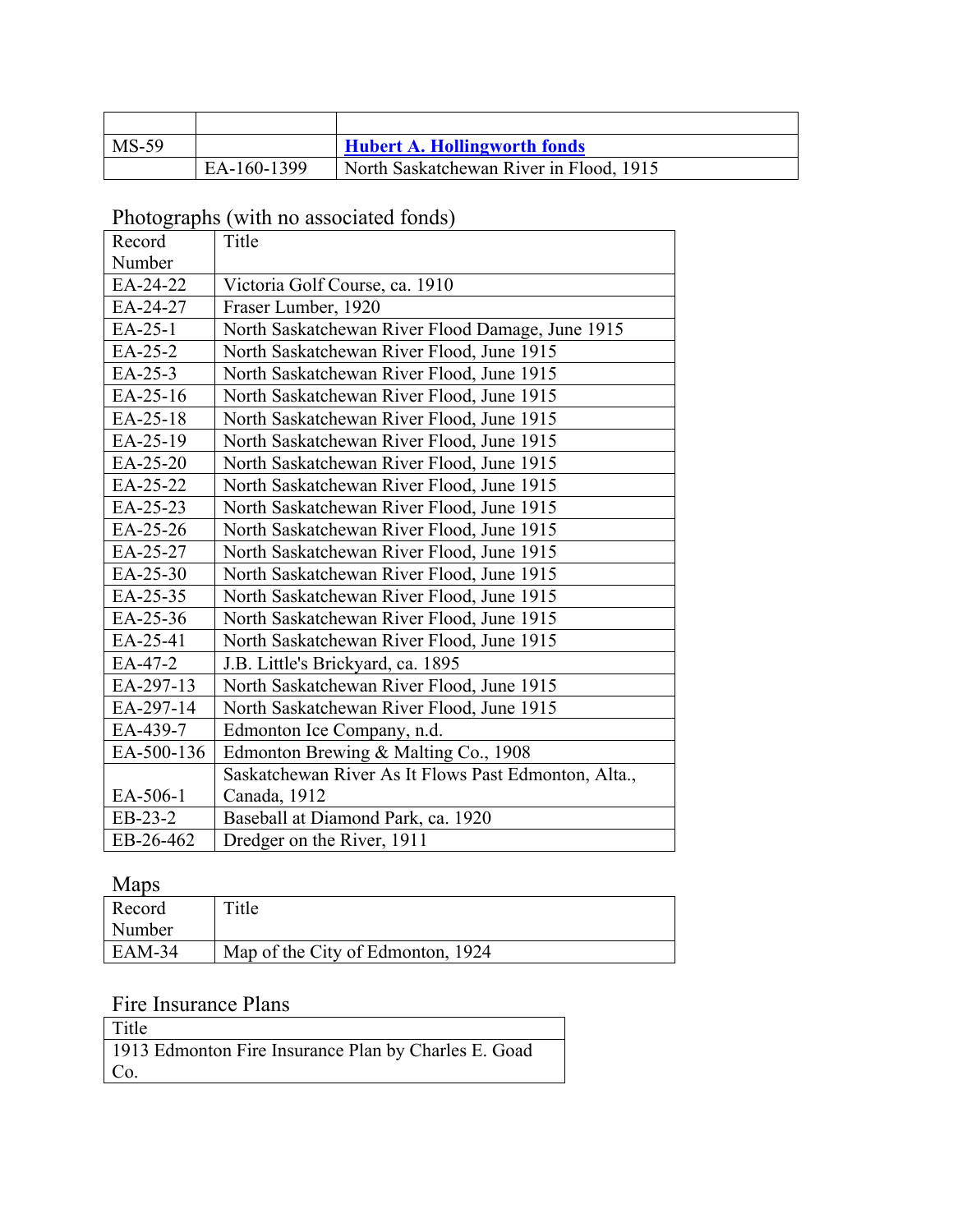| | | |
|---|---|---|
| MS-59 | | **Hubert A. Hollingworth fonds** |
| | EA-160-1399 | North Saskatchewan River in Flood, 1915 |

## Photographs (with no associated fonds)

| Record Number | Title |
|---|---|
| EA-24-22 | Victoria Golf Course, ca. 1910 |
| EA-24-27 | Fraser Lumber, 1920 |
| EA-25-1 | North Saskatchewan River Flood Damage, June 1915 |
| EA-25-2 | North Saskatchewan River Flood, June 1915 |
| EA-25-3 | North Saskatchewan River Flood, June 1915 |
| EA-25-16 | North Saskatchewan River Flood, June 1915 |
| EA-25-18 | North Saskatchewan River Flood, June 1915 |
| EA-25-19 | North Saskatchewan River Flood, June 1915 |
| EA-25-20 | North Saskatchewan River Flood, June 1915 |
| EA-25-22 | North Saskatchewan River Flood, June 1915 |
| EA-25-23 | North Saskatchewan River Flood, June 1915 |
| EA-25-26 | North Saskatchewan River Flood, June 1915 |
| EA-25-27 | North Saskatchewan River Flood, June 1915 |
| EA-25-30 | North Saskatchewan River Flood, June 1915 |
| EA-25-35 | North Saskatchewan River Flood, June 1915 |
| EA-25-36 | North Saskatchewan River Flood, June 1915 |
| EA-25-41 | North Saskatchewan River Flood, June 1915 |
| EA-47-2 | J.B. Little's Brickyard, ca. 1895 |
| EA-297-13 | North Saskatchewan River Flood, June 1915 |
| EA-297-14 | North Saskatchewan River Flood, June 1915 |
| EA-439-7 | Edmonton Ice Company, n.d. |
| EA-500-136 | Edmonton Brewing & Malting Co., 1908 |
| EA-506-1 | Saskatchewan River As It Flows Past Edmonton, Alta., Canada, 1912 |
| EB-23-2 | Baseball at Diamond Park, ca. 1920 |
| EB-26-462 | Dredger on the River, 1911 |

## Maps

| Record Number | Title |
|---|---|
| EAM-34 | Map of the City of Edmonton, 1924 |

## Fire Insurance Plans

| Title |
|---|
| 1913 Edmonton Fire Insurance Plan by Charles E. Goad Co. |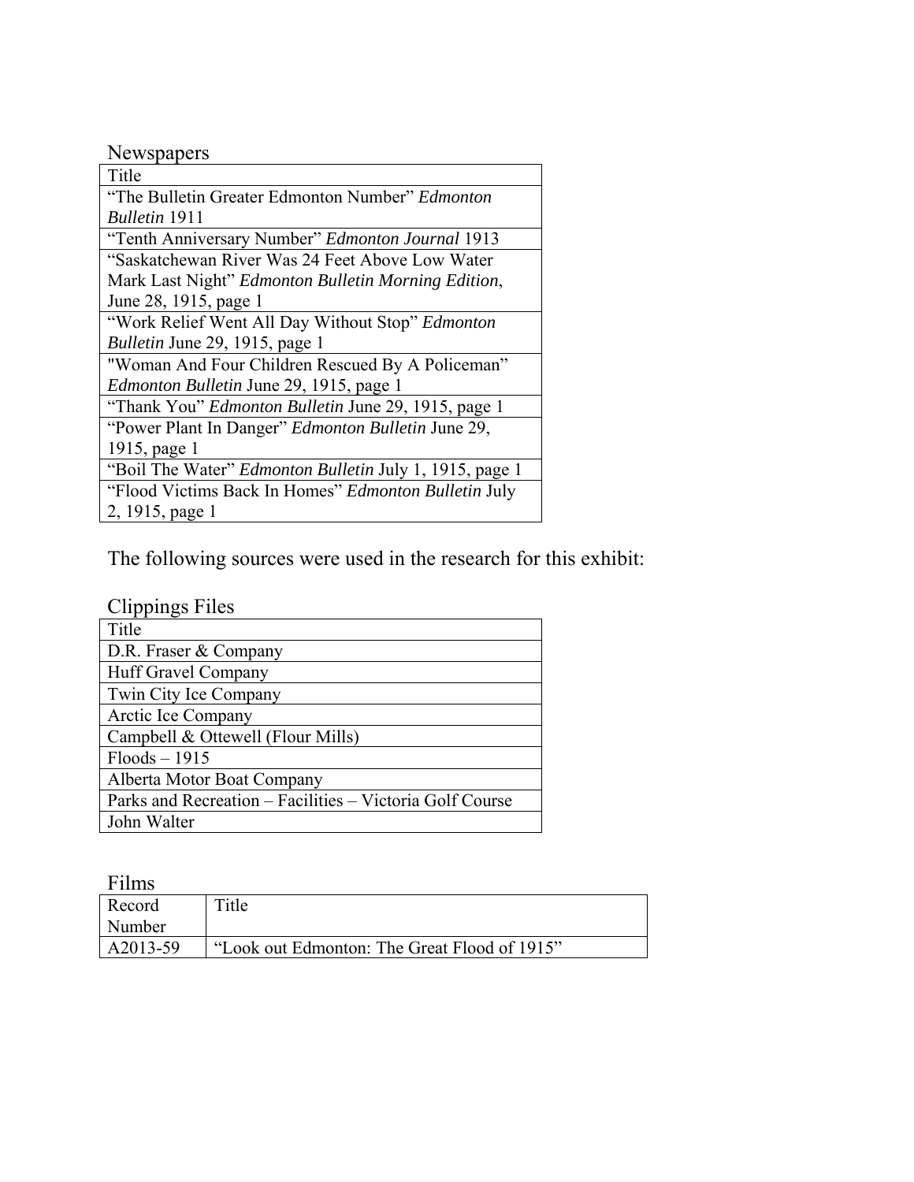## Newspapers

| Title |
|---|
| "The Bulletin Greater Edmonton Number" *Edmonton Bulletin* 1911 |
| "Tenth Anniversary Number" *Edmonton Journal* 1913 |
| "Saskatchewan River Was 24 Feet Above Low Water Mark Last Night" *Edmonton Bulletin Morning Edition*, June 28, 1915, page 1 |
| "Work Relief Went All Day Without Stop" *Edmonton Bulletin* June 29, 1915, page 1 |
| "Woman And Four Children Rescued By A Policeman" *Edmonton Bulletin* June 29, 1915, page 1 |
| "Thank You" *Edmonton Bulletin* June 29, 1915, page 1 |
| "Power Plant In Danger" *Edmonton Bulletin* June 29, 1915, page 1 |
| "Boil The Water" *Edmonton Bulletin* July 1, 1915, page 1 |
| "Flood Victims Back In Homes" *Edmonton Bulletin* July 2, 1915, page 1 |

The following sources were used in the research for this exhibit:

## Clippings Files

| Title |
|---|
| D.R. Fraser & Company |
| Huff Gravel Company |
| Twin City Ice Company |
| Arctic Ice Company |
| Campbell & Ottewell (Flour Mills) |
| Floods – 1915 |
| Alberta Motor Boat Company |
| Parks and Recreation – Facilities – Victoria Golf Course |
| John Walter |

## Films

| Record Number | Title |
|---|---|
| A2013-59 | "Look out Edmonton: The Great Flood of 1915" |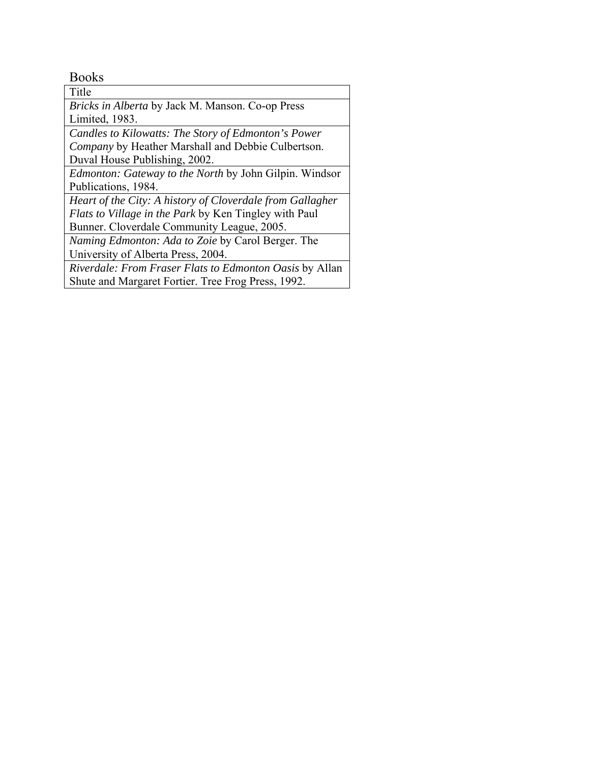Books

| Title |
| --- |
| *Bricks in Alberta* by Jack M. Manson. Co-op Press Limited, 1983. |
| *Candles to Kilowatts: The Story of Edmonton's Power Company* by Heather Marshall and Debbie Culbertson. Duval House Publishing, 2002. |
| *Edmonton: Gateway to the North* by John Gilpin. Windsor Publications, 1984. |
| *Heart of the City: A history of Cloverdale from Gallagher Flats to Village in the Park* by Ken Tingley with Paul Bunner. Cloverdale Community League, 2005. |
| *Naming Edmonton: Ada to Zoie* by Carol Berger. The University of Alberta Press, 2004. |
| *Riverdale: From Fraser Flats to Edmonton Oasis* by Allan Shute and Margaret Fortier. Tree Frog Press, 1992. |